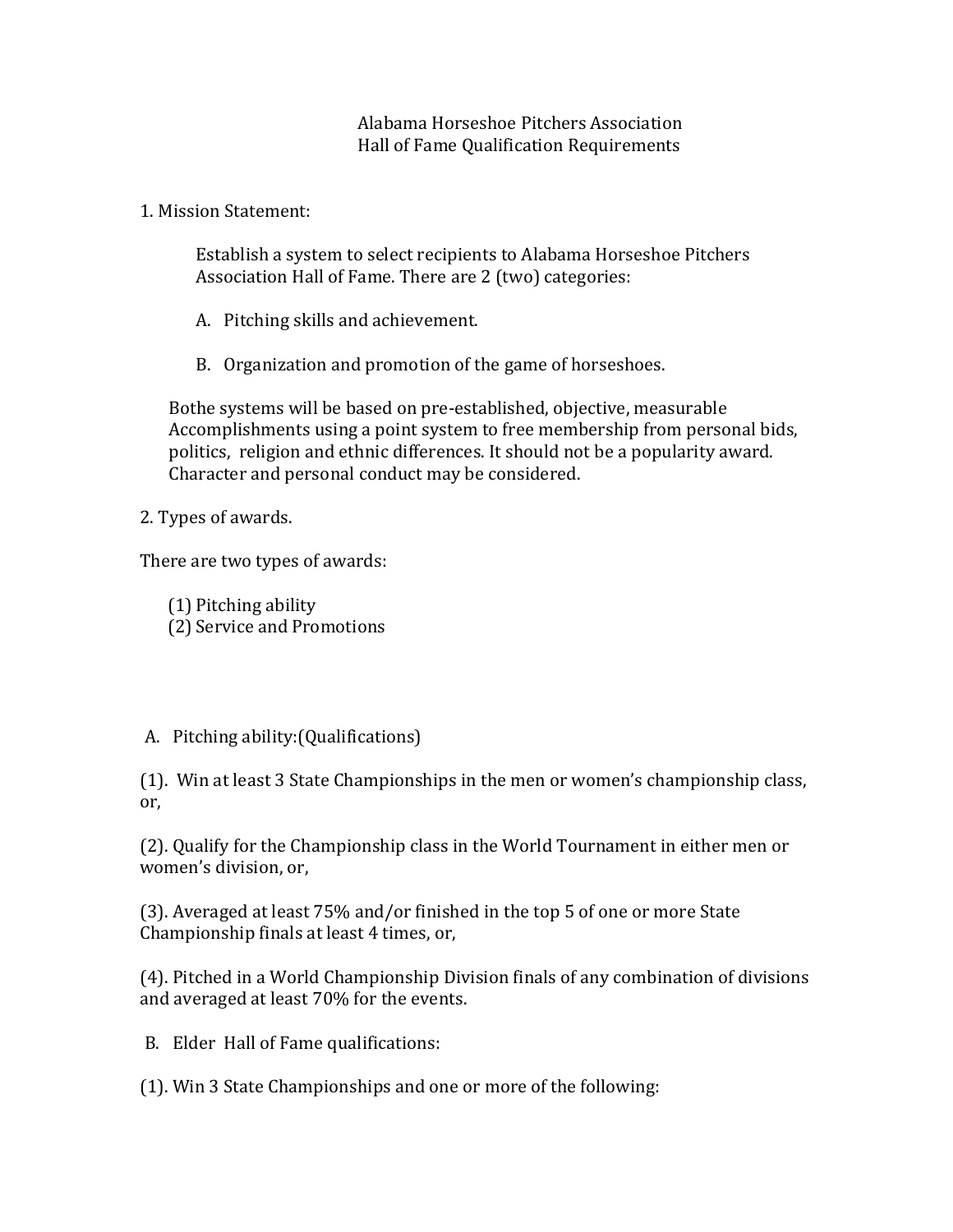# Alabama Horseshoe Pitchers Association
# Hall of Fame Qualification Requirements

1. Mission Statement:

Establish a system to select recipients to Alabama Horseshoe Pitchers Association Hall of Fame. There are 2 (two) categories:

A. Pitching skills and achievement.

B. Organization and promotion of the game of horseshoes.

Bothe systems will be based on pre-established, objective, measurable Accomplishments using a point system to free membership from personal bids, politics, religion and ethnic differences. It should not be a popularity award. Character and personal conduct may be considered.

2. Types of awards.

There are two types of awards:

(1) Pitching ability
(2) Service and Promotions

A. Pitching ability:(Qualifications)

(1). Win at least 3 State Championships in the men or women's championship class, or,

(2). Qualify for the Championship class in the World Tournament in either men or women's division, or,

(3). Averaged at least 75% and/or finished in the top 5 of one or more State Championship finals at least 4 times, or,

(4). Pitched in a World Championship Division finals of any combination of divisions and averaged at least 70% for the events.

B. Elder Hall of Fame qualifications:

(1). Win 3 State Championships and one or more of the following: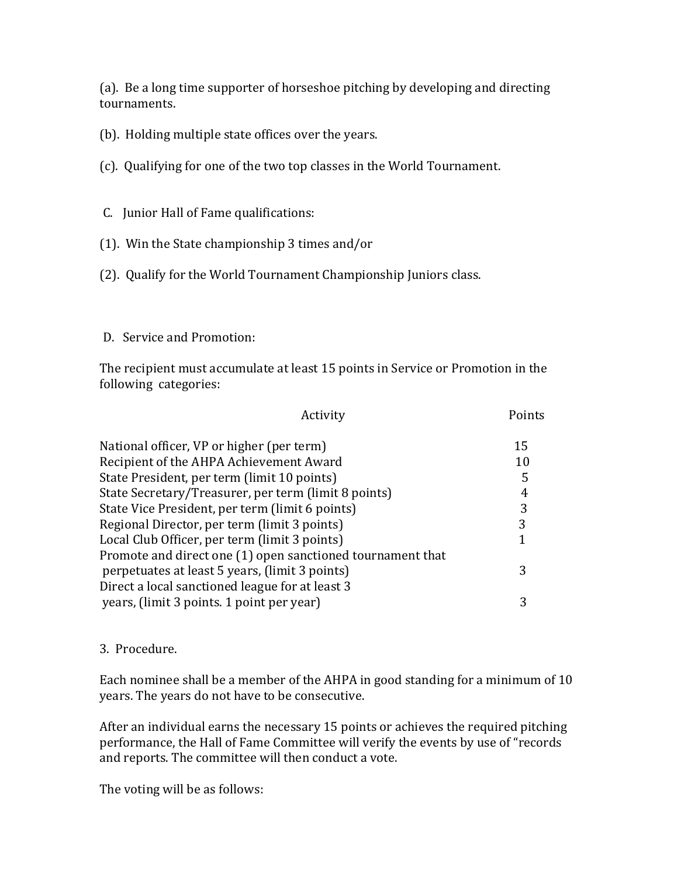(a). Be a long time supporter of horseshoe pitching by developing and directing tournaments.

(b). Holding multiple state offices over the years.

(c). Qualifying for one of the two top classes in the World Tournament.

C. Junior Hall of Fame qualifications:

(1). Win the State championship 3 times and/or

(2). Qualify for the World Tournament Championship Juniors class.

D. Service and Promotion:

The recipient must accumulate at least 15 points in Service or Promotion in the following categories:

| Activity | Points |
|---|---|
| National officer, VP or higher (per term) | 15 |
| Recipient of the AHPA Achievement Award | 10 |
| State President, per term (limit 10 points) | 5 |
| State Secretary/Treasurer, per term (limit 8 points) | 4 |
| State Vice President, per term (limit 6 points) | 3 |
| Regional Director, per term (limit 3 points) | 3 |
| Local Club Officer, per term (limit 3 points) | 1 |
| Promote and direct one (1) open sanctioned tournament that perpetuates at least 5 years, (limit 3 points) | 3 |
| Direct a local sanctioned league for at least 3 years, (limit 3 points. 1 point per year) | 3 |

3. Procedure.

Each nominee shall be a member of the AHPA in good standing for a minimum of 10 years. The years do not have to be consecutive.

After an individual earns the necessary 15 points or achieves the required pitching performance, the Hall of Fame Committee will verify the events by use of "records and reports. The committee will then conduct a vote.

The voting will be as follows: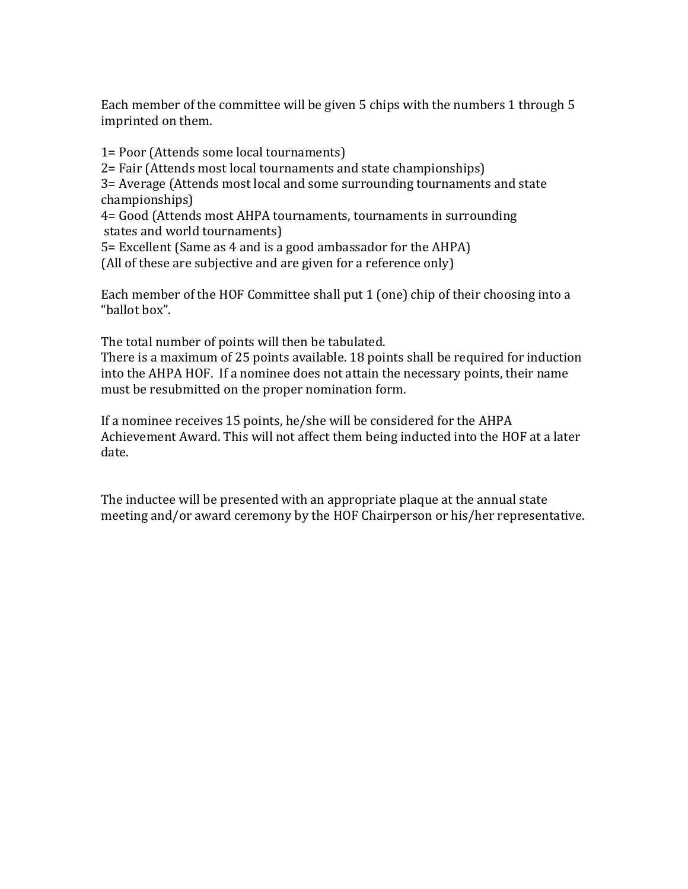Each member of the committee will be given 5 chips with the numbers 1 through 5 imprinted on them.

1= Poor (Attends some local tournaments)
2= Fair (Attends most local tournaments and state championships)
3= Average (Attends most local and some surrounding tournaments and state championships)
4= Good (Attends most AHPA tournaments, tournaments in surrounding states and world tournaments)
5= Excellent (Same as 4 and is a good ambassador for the AHPA)
(All of these are subjective and are given for a reference only)

Each member of the HOF Committee shall put 1 (one) chip of their choosing into a "ballot box".

The total number of points will then be tabulated.
There is a maximum of 25 points available. 18 points shall be required for induction into the AHPA HOF. If a nominee does not attain the necessary points, their name must be resubmitted on the proper nomination form.

If a nominee receives 15 points, he/she will be considered for the AHPA Achievement Award. This will not affect them being inducted into the HOF at a later date.

The inductee will be presented with an appropriate plaque at the annual state meeting and/or award ceremony by the HOF Chairperson or his/her representative.